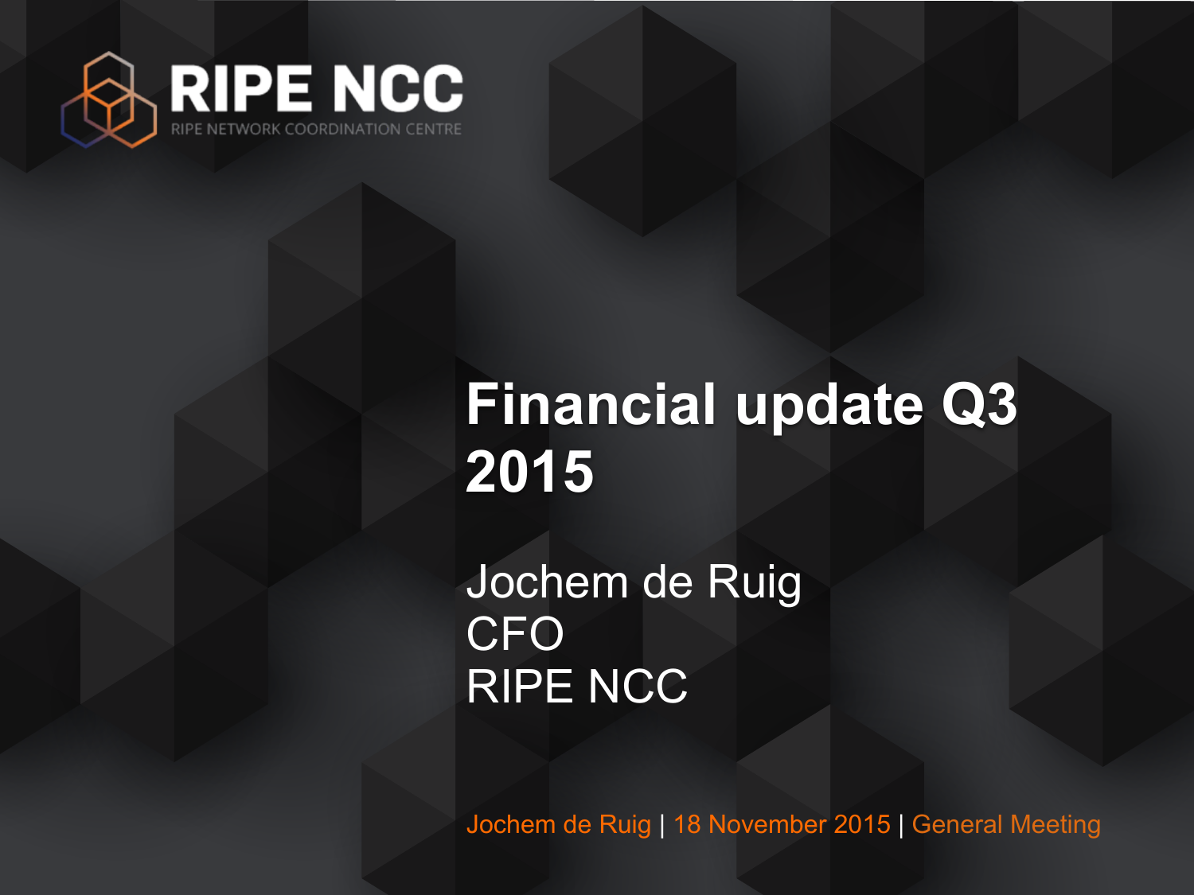RIPE NCC

RIPE NETWORK COORDINATION CENTRE

# Financial update Q3 2015

Jochem de Ruig
CFO
RIPE NCC

Jochem de Ruig | 18 November 2015 | General Meeting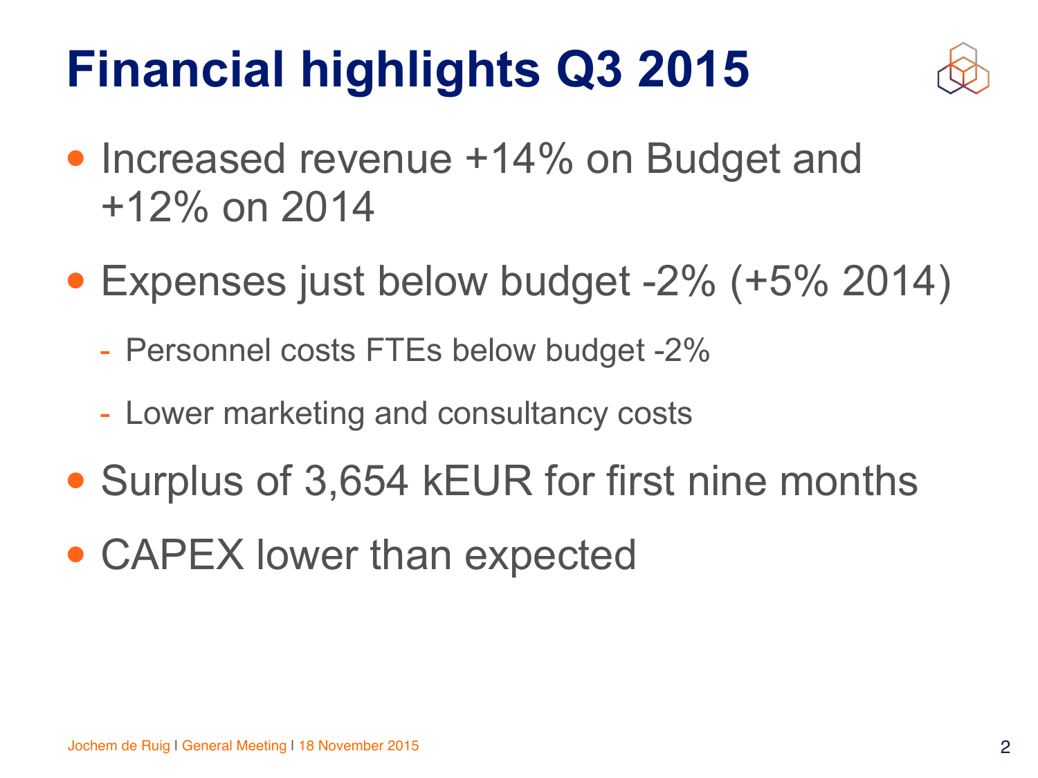# Financial highlights Q3 2015

- Increased revenue +14% on Budget and +12% on 2014
- Expenses just below budget -2% (+5% 2014)
    - Personnel costs FTEs below budget -2%
    - Lower marketing and consultancy costs
- Surplus of 3,654 kEUR for first nine months
- CAPEX lower than expected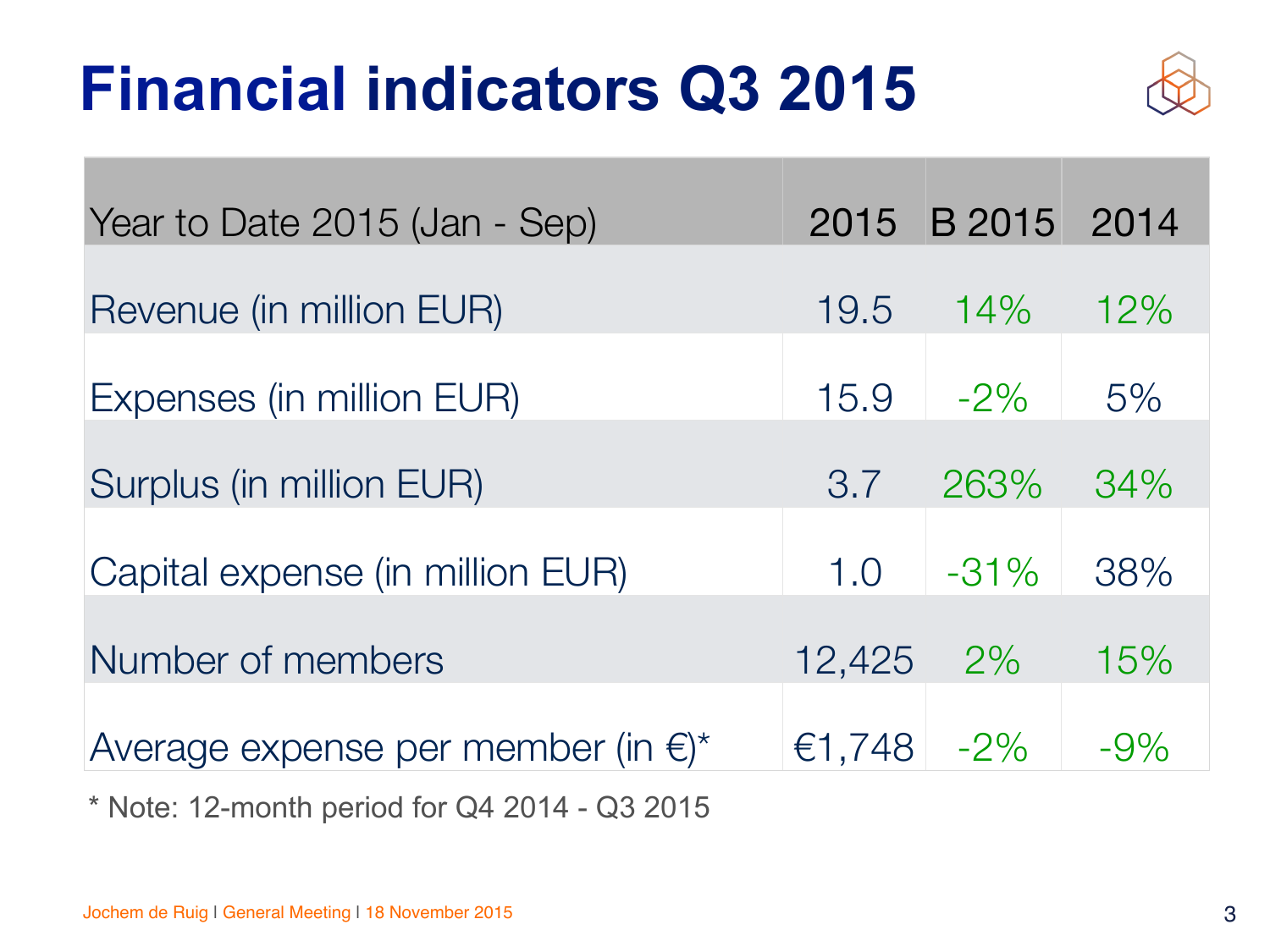# Financial indicators Q3 2015

| Year to Date 2015 (Jan - Sep) | 2015 | B 2015 | 2014 |
|---|---|---|---|
| Revenue (in million EUR) | 19.5 | 14% | 12% |
| Expenses (in million EUR) | 15.9 | -2% | 5% |
| Surplus (in million EUR) | 3.7 | 263% | 34% |
| Capital expense (in million EUR) | 1.0 | -31% | 38% |
| Number of members | 12,425 | 2% | 15% |
| Average expense per member (in €)* | €1,748 | -2% | -9% |

* Note: 12-month period for Q4 2014 - Q3 2015

Jochem de Ruig | General Meeting | 18 November 2015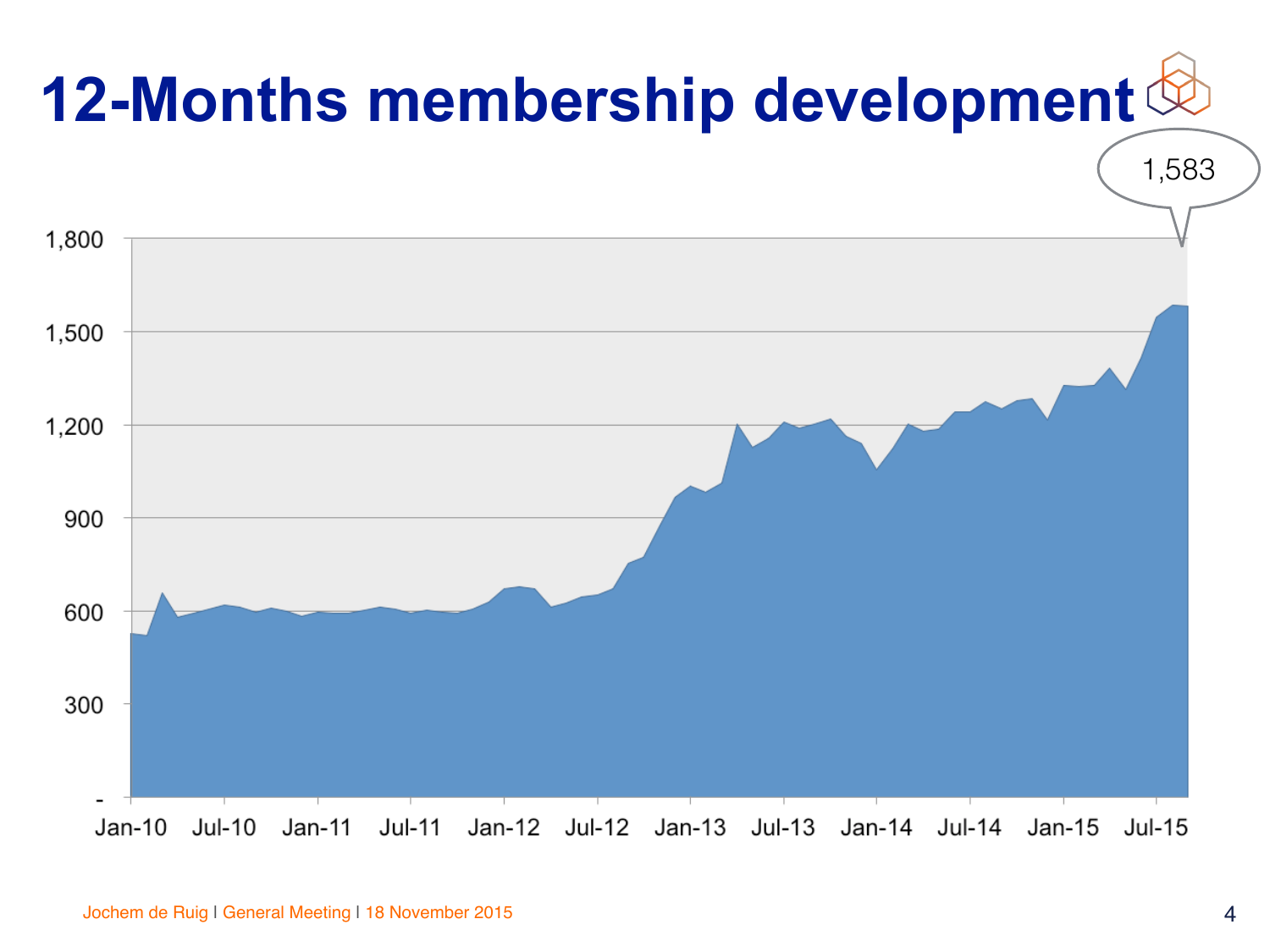# 12-Months membership development

1,583

1,800
1,500
1,200
900
600
300
-

Jan-10 Jul-10 Jan-11 Jul-11 Jan-12 Jul-12 Jan-13 Jul-13 Jan-14 Jul-14 Jan-15 Jul-15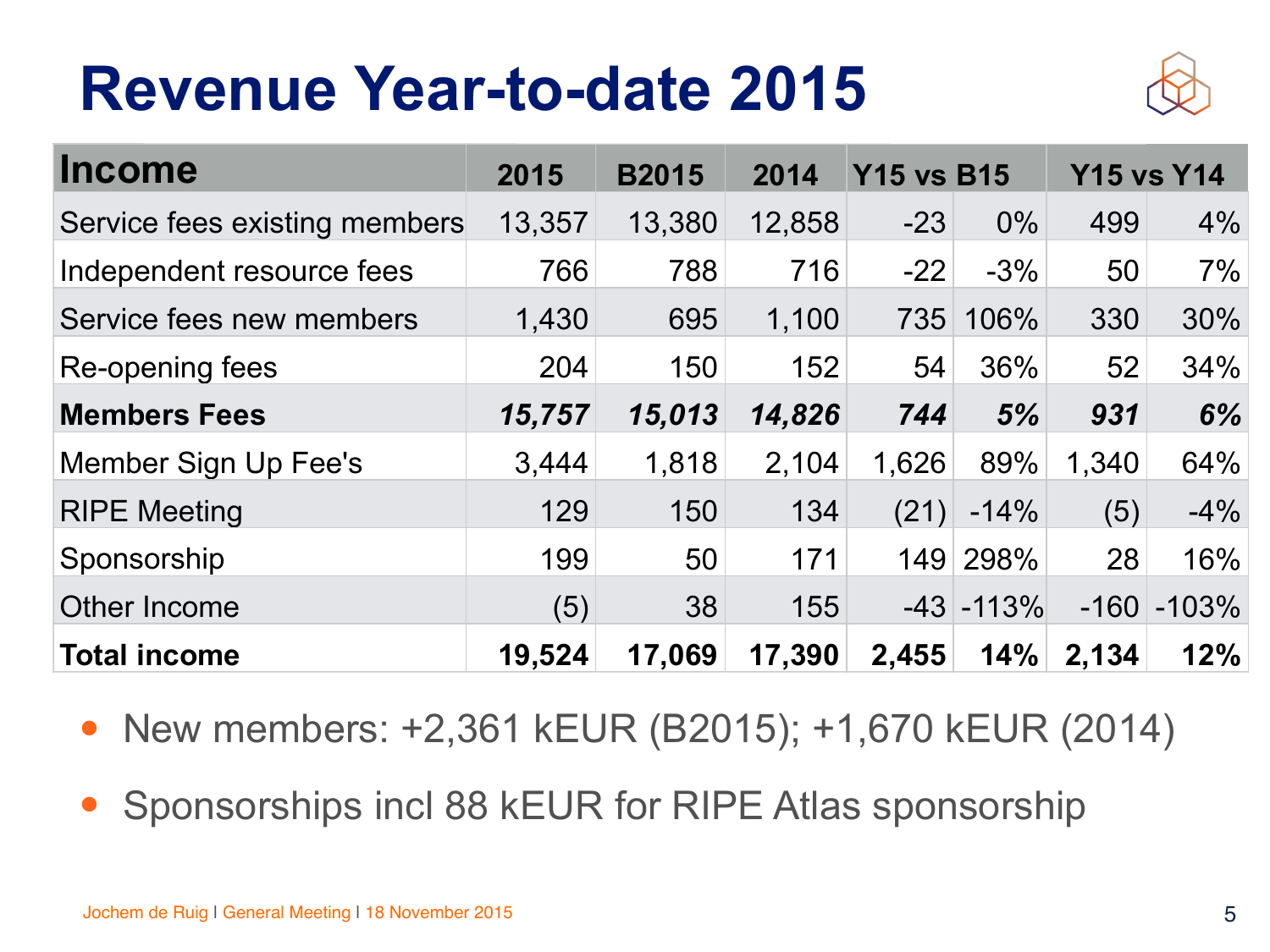# Revenue Year-to-date 2015

| Income | 2015 | B2015 | 2014 | Y15 vs B15 | | Y15 vs Y14 | |
|---|---|---|---|---|---|---|---|
| Service fees existing members | 13,357 | 13,380 | 12,858 | -23 | 0% | 499 | 4% |
| Independent resource fees | 766 | 788 | 716 | -22 | -3% | 50 | 7% |
| Service fees new members | 1,430 | 695 | 1,100 | 735 | 106% | 330 | 30% |
| Re-opening fees | 204 | 150 | 152 | 54 | 36% | 52 | 34% |
| **Members Fees** | ***15,757*** | ***15,013*** | ***14,826*** | ***744*** | ***5%*** | ***931*** | ***6%*** |
| Member Sign Up Fee's | 3,444 | 1,818 | 2,104 | 1,626 | 89% | 1,340 | 64% |
| RIPE Meeting | 129 | 150 | 134 | (21) | -14% | (5) | -4% |
| Sponsorship | 199 | 50 | 171 | 149 | 298% | 28 | 16% |
| Other Income | (5) | 38 | 155 | -43 | -113% | -160 | -103% |
| **Total income** | **19,524** | **17,069** | **17,390** | **2,455** | **14%** | **2,134** | **12%** |

- New members: +2,361 kEUR (B2015); +1,670 kEUR (2014)
- Sponsorships incl 88 kEUR for RIPE Atlas sponsorship

Jochem de Ruig | General Meeting | 18 November 2015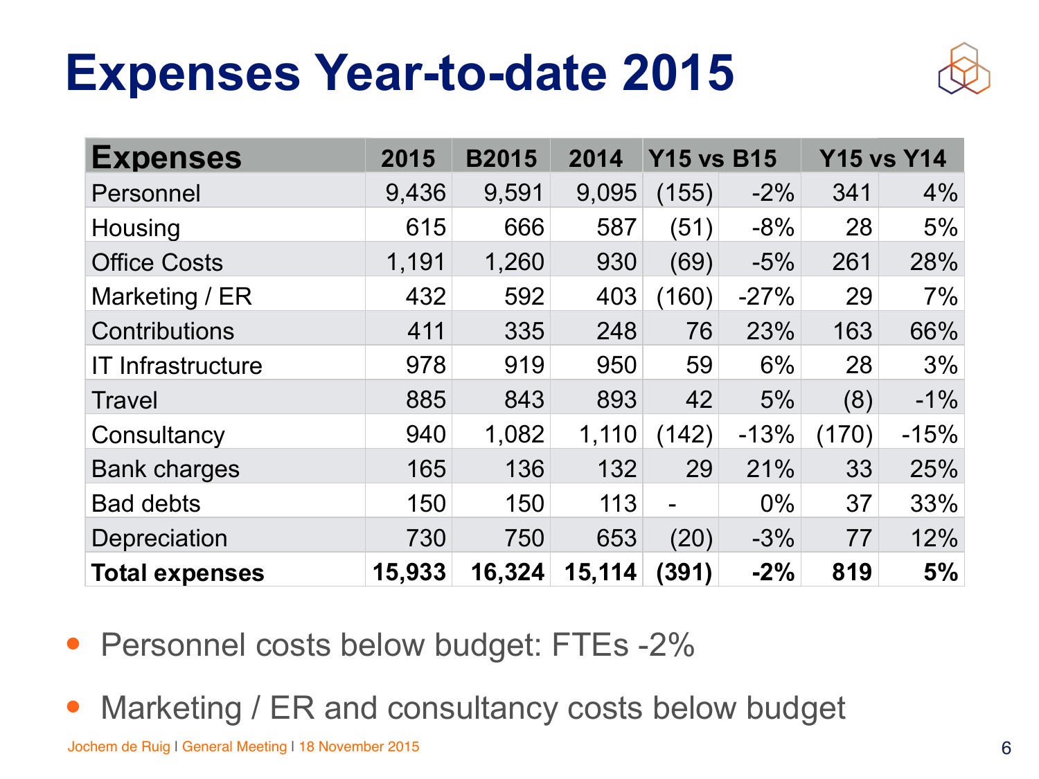# Expenses Year-to-date 2015

| Expenses | 2015 | B2015 | 2014 | Y15 vs B15 | | Y15 vs Y14 | |
|---|---|---|---|---|---|---|---|
| Personnel | 9,436 | 9,591 | 9,095 | (155) | -2% | 341 | 4% |
| Housing | 615 | 666 | 587 | (51) | -8% | 28 | 5% |
| Office Costs | 1,191 | 1,260 | 930 | (69) | -5% | 261 | 28% |
| Marketing / ER | 432 | 592 | 403 | (160) | -27% | 29 | 7% |
| Contributions | 411 | 335 | 248 | 76 | 23% | 163 | 66% |
| IT Infrastructure | 978 | 919 | 950 | 59 | 6% | 28 | 3% |
| Travel | 885 | 843 | 893 | 42 | 5% | (8) | -1% |
| Consultancy | 940 | 1,082 | 1,110 | (142) | -13% | (170) | -15% |
| Bank charges | 165 | 136 | 132 | 29 | 21% | 33 | 25% |
| Bad debts | 150 | 150 | 113 | - | 0% | 37 | 33% |
| Depreciation | 730 | 750 | 653 | (20) | -3% | 77 | 12% |
| **Total expenses** | **15,933** | **16,324** | **15,114** | **(391)** | **-2%** | **819** | **5%** |

- Personnel costs below budget: FTEs -2%
- Marketing / ER and consultancy costs below budget

Jochem de Ruig | General Meeting | 18 November 2015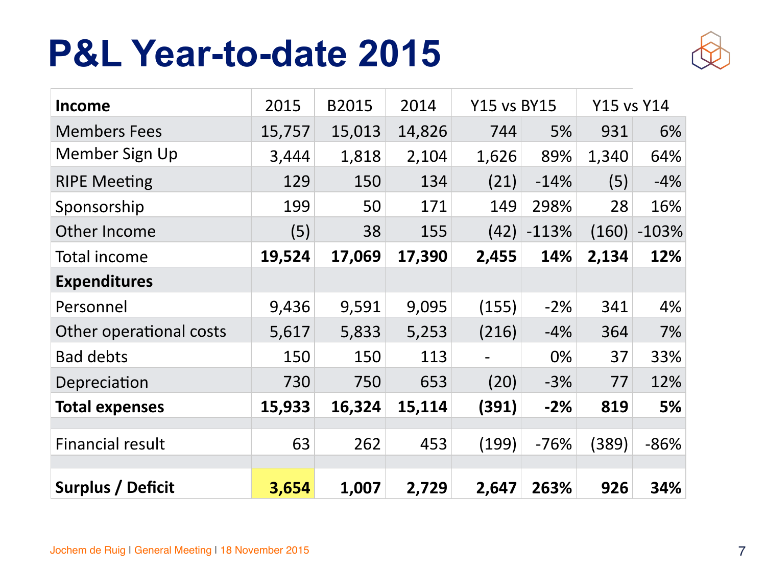# P&L Year-to-date 2015

| **Income** | 2015 | B2015 | 2014 | Y15 vs BY15 | | Y15 vs Y14 | |
|---|---|---|---|---|---|---|---|
| Members Fees | 15,757 | 15,013 | 14,826 | 744 | 5% | 931 | 6% |
| Member Sign Up | 3,444 | 1,818 | 2,104 | 1,626 | 89% | 1,340 | 64% |
| RIPE Meeting | 129 | 150 | 134 | (21) | -14% | (5) | -4% |
| Sponsorship | 199 | 50 | 171 | 149 | 298% | 28 | 16% |
| Other Income | (5) | 38 | 155 | (42) | -113% | (160) | -103% |
| Total income | **19,524** | **17,069** | **17,390** | **2,455** | **14%** | **2,134** | **12%** |
| **Expenditures** | | | | | | | |
| Personnel | 9,436 | 9,591 | 9,095 | (155) | -2% | 341 | 4% |
| Other operational costs | 5,617 | 5,833 | 5,253 | (216) | -4% | 364 | 7% |
| Bad debts | 150 | 150 | 113 | - | 0% | 37 | 33% |
| Depreciation | 730 | 750 | 653 | (20) | -3% | 77 | 12% |
| **Total expenses** | **15,933** | **16,324** | **15,114** | **(391)** | **-2%** | **819** | **5%** |
| | | | | | | | |
| Financial result | 63 | 262 | 453 | (199) | -76% | (389) | -86% |
| | | | | | | | |
| **Surplus / Deficit** | **3,654** | **1,007** | **2,729** | **2,647** | **263%** | **926** | **34%** |

Jochem de Ruig | General Meeting | 18 November 2015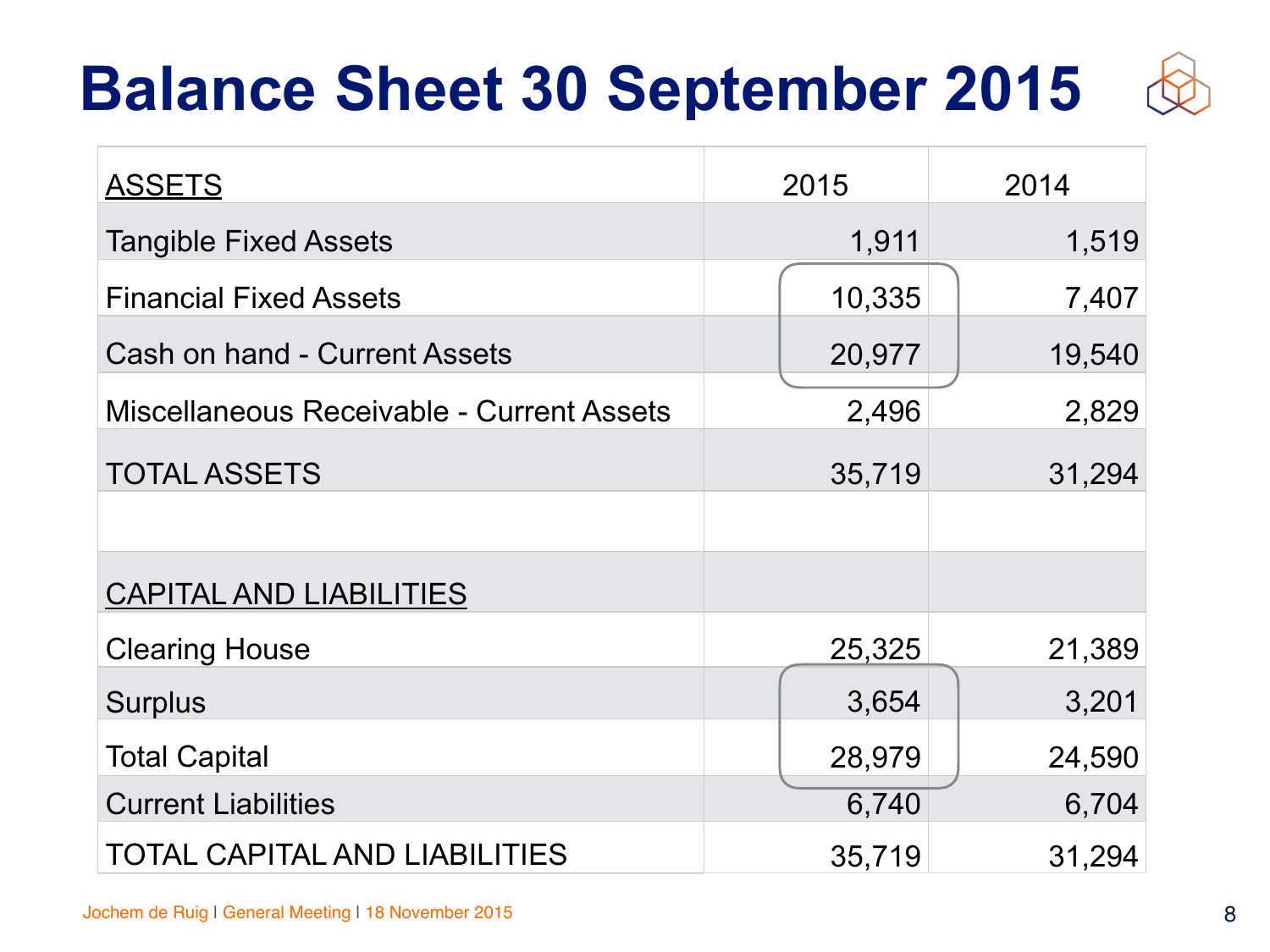# Balance Sheet 30 September 2015

| ASSETS | 2015 | 2014 |
|---|---|---|
| Tangible Fixed Assets | 1,911 | 1,519 |
| Financial Fixed Assets | 10,335 | 7,407 |
| Cash on hand - Current Assets | 20,977 | 19,540 |
| Miscellaneous Receivable - Current Assets | 2,496 | 2,829 |
| TOTAL ASSETS | 35,719 | 31,294 |
| | | |
| CAPITAL AND LIABILITIES | | |
| Clearing House | 25,325 | 21,389 |
| Surplus | 3,654 | 3,201 |
| Total Capital | 28,979 | 24,590 |
| Current Liabilities | 6,740 | 6,704 |
| TOTAL CAPITAL AND LIABILITIES | 35,719 | 31,294 |

Jochem de Ruig | General Meeting | 18 November 2015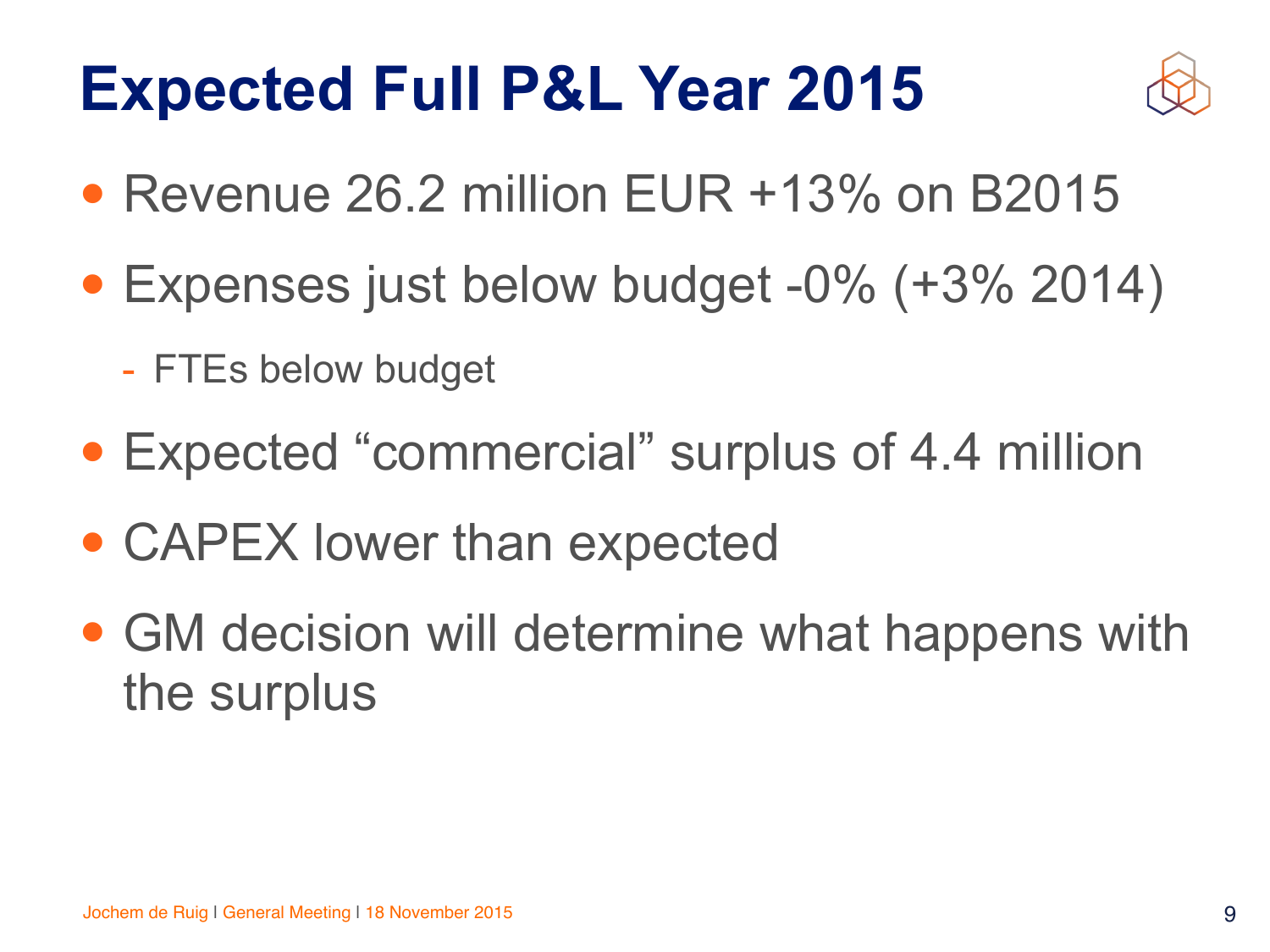# Expected Full P&L Year 2015

- Revenue 26.2 million EUR +13% on B2015
- Expenses just below budget -0% (+3% 2014)
  - FTEs below budget
- Expected "commercial" surplus of 4.4 million
- CAPEX lower than expected
- GM decision will determine what happens with the surplus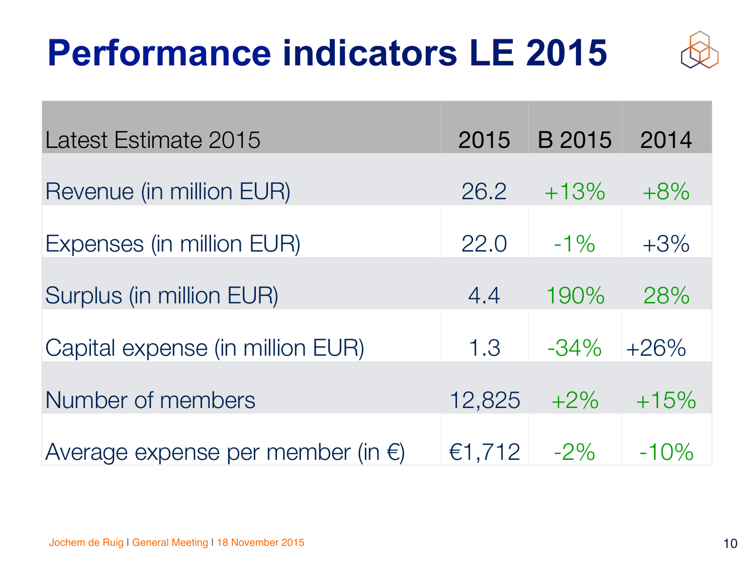# Performance indicators LE 2015

| Latest Estimate 2015 | 2015 | B 2015 | 2014 |
|---|---|---|---|
| Revenue (in million EUR) | 26.2 | +13% | +8% |
| Expenses (in million EUR) | 22.0 | -1% | +3% |
| Surplus (in million EUR) | 4.4 | 190% | 28% |
| Capital expense (in million EUR) | 1.3 | -34% | +26% |
| Number of members | 12,825 | +2% | +15% |
| Average expense per member (in €) | €1,712 | -2% | -10% |

Jochem de Ruig | General Meeting | 18 November 2015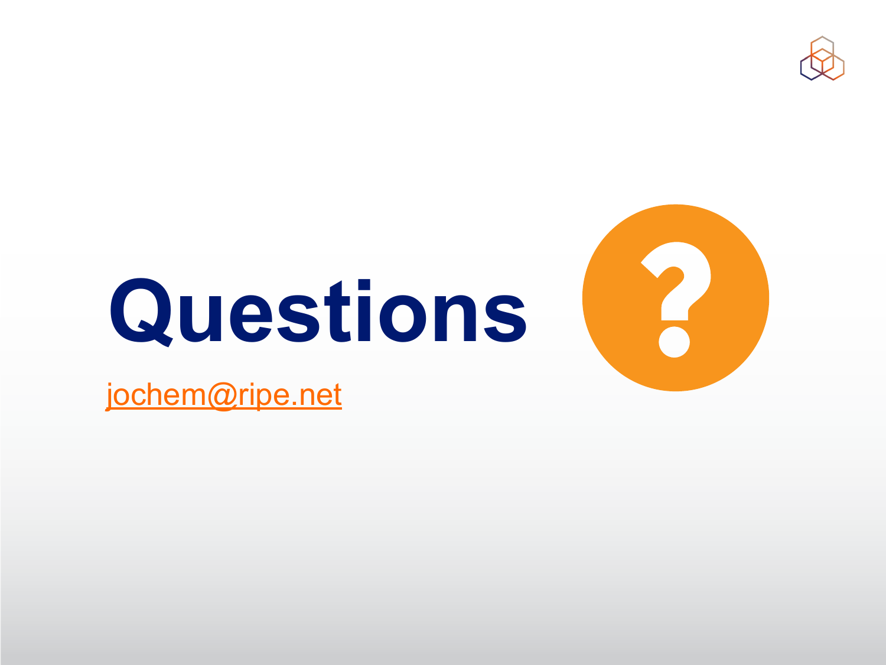# Questions

jochem@ripe.net